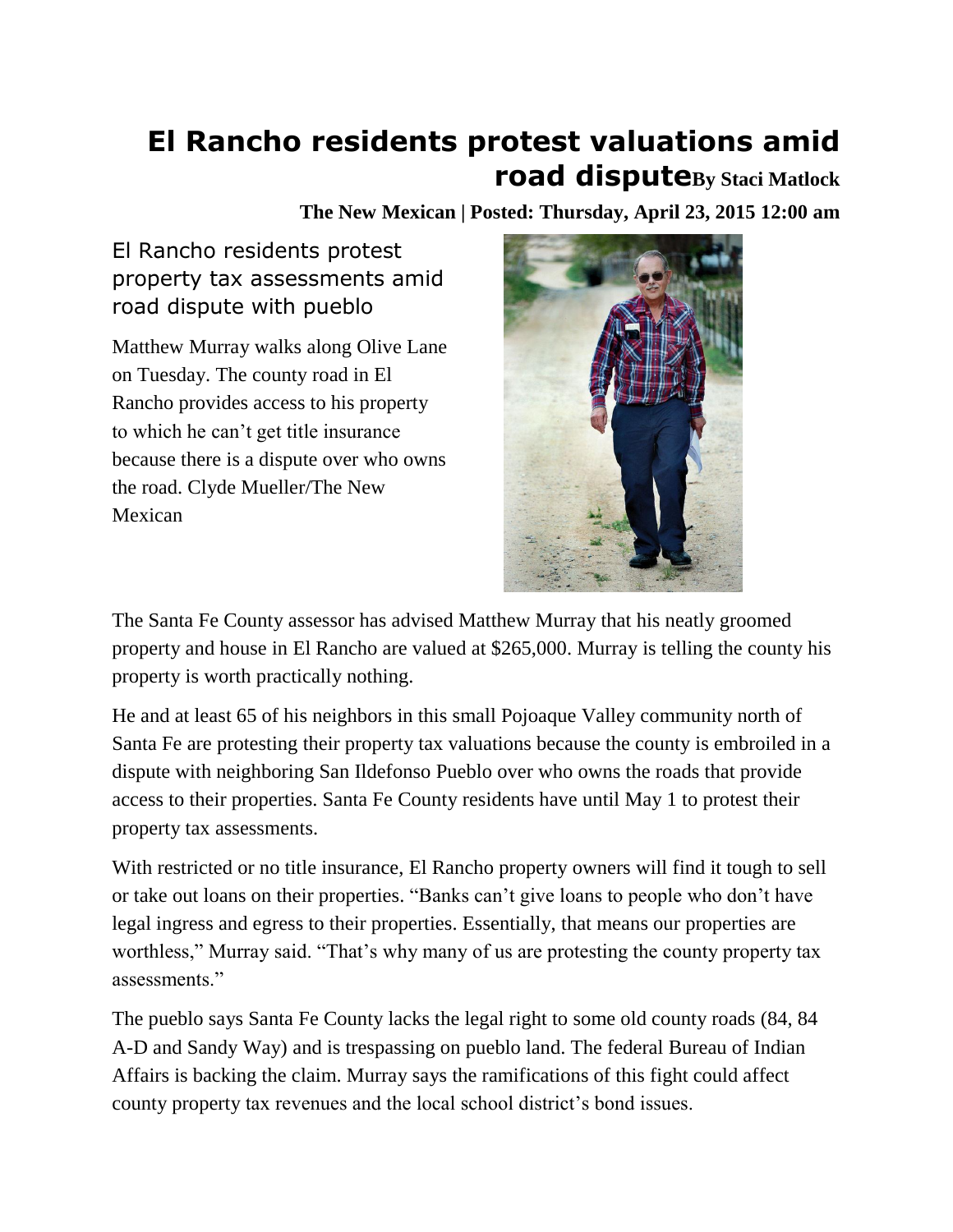# El Rancho residents protest valuations amid road dispute

**By Staci Matlock**

**The New Mexican | Posted: Thursday, April 23, 2015 12:00 am**

## El Rancho residents protest property tax assessments amid road dispute with pueblo

Matthew Murray walks along Olive Lane on Tuesday. The county road in El Rancho provides access to his property to which he can't get title insurance because there is a dispute over who owns the road. Clyde Mueller/The New Mexican

The Santa Fe County assessor has advised Matthew Murray that his neatly groomed property and house in El Rancho are valued at $265,000. Murray is telling the county his property is worth practically nothing.

He and at least 65 of his neighbors in this small Pojoaque Valley community north of Santa Fe are protesting their property tax valuations because the county is embroiled in a dispute with neighboring San Ildefonso Pueblo over who owns the roads that provide access to their properties. Santa Fe County residents have until May 1 to protest their property tax assessments.

With restricted or no title insurance, El Rancho property owners will find it tough to sell or take out loans on their properties. "Banks can't give loans to people who don't have legal ingress and egress to their properties. Essentially, that means our properties are worthless," Murray said. "That's why many of us are protesting the county property tax assessments."

The pueblo says Santa Fe County lacks the legal right to some old county roads (84, 84 A-D and Sandy Way) and is trespassing on pueblo land. The federal Bureau of Indian Affairs is backing the claim. Murray says the ramifications of this fight could affect county property tax revenues and the local school district's bond issues.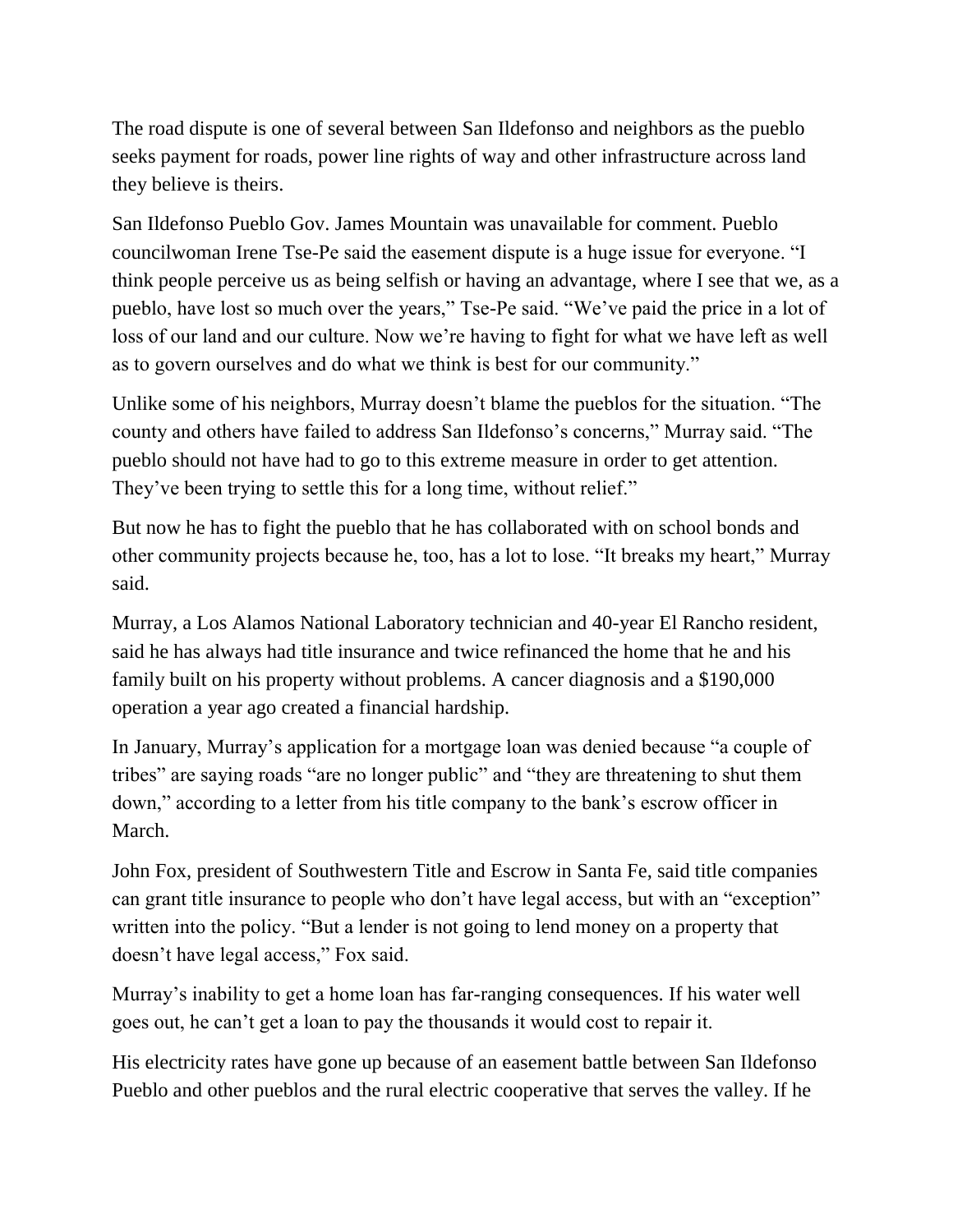The road dispute is one of several between San Ildefonso and neighbors as the pueblo seeks payment for roads, power line rights of way and other infrastructure across land they believe is theirs.

San Ildefonso Pueblo Gov. James Mountain was unavailable for comment. Pueblo councilwoman Irene Tse-Pe said the easement dispute is a huge issue for everyone. "I think people perceive us as being selfish or having an advantage, where I see that we, as a pueblo, have lost so much over the years," Tse-Pe said. "We've paid the price in a lot of loss of our land and our culture. Now we're having to fight for what we have left as well as to govern ourselves and do what we think is best for our community."

Unlike some of his neighbors, Murray doesn't blame the pueblos for the situation. "The county and others have failed to address San Ildefonso's concerns," Murray said. "The pueblo should not have had to go to this extreme measure in order to get attention. They've been trying to settle this for a long time, without relief."

But now he has to fight the pueblo that he has collaborated with on school bonds and other community projects because he, too, has a lot to lose. "It breaks my heart," Murray said.

Murray, a Los Alamos National Laboratory technician and 40-year El Rancho resident, said he has always had title insurance and twice refinanced the home that he and his family built on his property without problems. A cancer diagnosis and a $190,000 operation a year ago created a financial hardship.

In January, Murray's application for a mortgage loan was denied because "a couple of tribes" are saying roads "are no longer public" and "they are threatening to shut them down," according to a letter from his title company to the bank's escrow officer in March.

John Fox, president of Southwestern Title and Escrow in Santa Fe, said title companies can grant title insurance to people who don't have legal access, but with an "exception" written into the policy. "But a lender is not going to lend money on a property that doesn't have legal access," Fox said.

Murray's inability to get a home loan has far-ranging consequences. If his water well goes out, he can't get a loan to pay the thousands it would cost to repair it.

His electricity rates have gone up because of an easement battle between San Ildefonso Pueblo and other pueblos and the rural electric cooperative that serves the valley. If he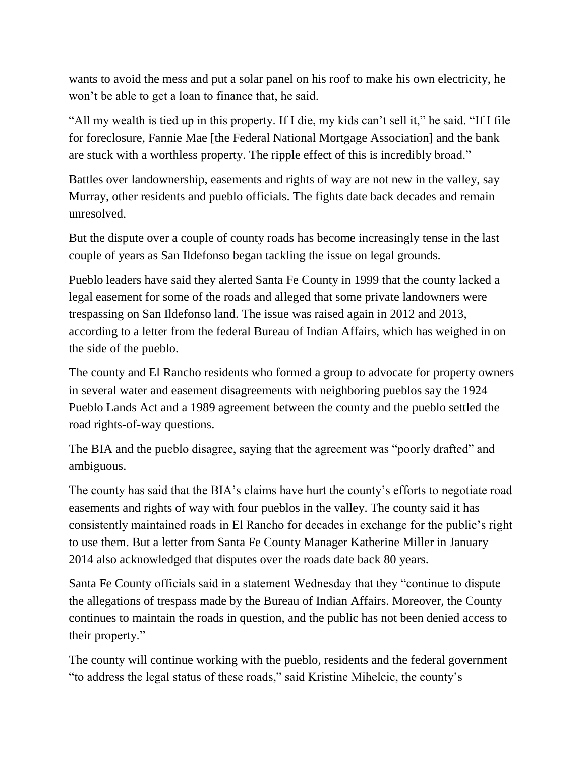wants to avoid the mess and put a solar panel on his roof to make his own electricity, he won't be able to get a loan to finance that, he said.

"All my wealth is tied up in this property. If I die, my kids can't sell it," he said. "If I file for foreclosure, Fannie Mae [the Federal National Mortgage Association] and the bank are stuck with a worthless property. The ripple effect of this is incredibly broad."

Battles over landownership, easements and rights of way are not new in the valley, say Murray, other residents and pueblo officials. The fights date back decades and remain unresolved.

But the dispute over a couple of county roads has become increasingly tense in the last couple of years as San Ildefonso began tackling the issue on legal grounds.

Pueblo leaders have said they alerted Santa Fe County in 1999 that the county lacked a legal easement for some of the roads and alleged that some private landowners were trespassing on San Ildefonso land. The issue was raised again in 2012 and 2013, according to a letter from the federal Bureau of Indian Affairs, which has weighed in on the side of the pueblo.

The county and El Rancho residents who formed a group to advocate for property owners in several water and easement disagreements with neighboring pueblos say the 1924 Pueblo Lands Act and a 1989 agreement between the county and the pueblo settled the road rights-of-way questions.

The BIA and the pueblo disagree, saying that the agreement was "poorly drafted" and ambiguous.

The county has said that the BIA's claims have hurt the county's efforts to negotiate road easements and rights of way with four pueblos in the valley. The county said it has consistently maintained roads in El Rancho for decades in exchange for the public's right to use them. But a letter from Santa Fe County Manager Katherine Miller in January 2014 also acknowledged that disputes over the roads date back 80 years.

Santa Fe County officials said in a statement Wednesday that they "continue to dispute the allegations of trespass made by the Bureau of Indian Affairs. Moreover, the County continues to maintain the roads in question, and the public has not been denied access to their property."

The county will continue working with the pueblo, residents and the federal government "to address the legal status of these roads," said Kristine Mihelcic, the county's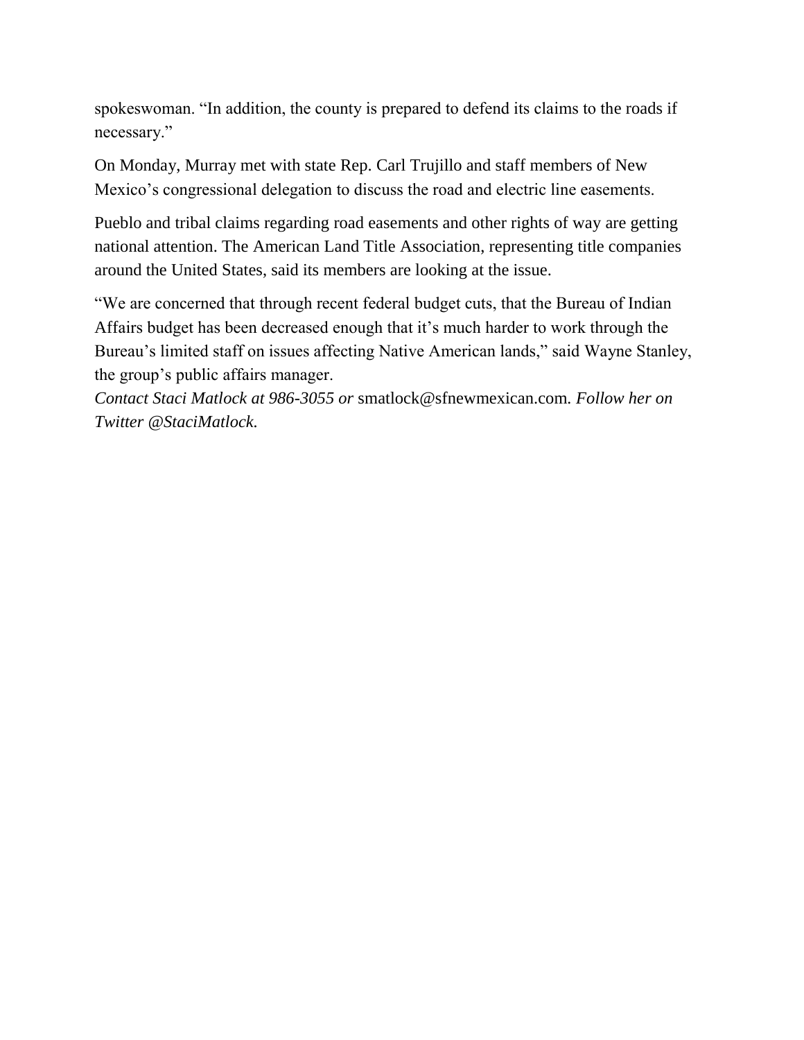spokeswoman. “In addition, the county is prepared to defend its claims to the roads if necessary.”

On Monday, Murray met with state Rep. Carl Trujillo and staff members of New Mexico’s congressional delegation to discuss the road and electric line easements.

Pueblo and tribal claims regarding road easements and other rights of way are getting national attention. The American Land Title Association, representing title companies around the United States, said its members are looking at the issue.

“We are concerned that through recent federal budget cuts, that the Bureau of Indian Affairs budget has been decreased enough that it’s much harder to work through the Bureau’s limited staff on issues affecting Native American lands,” said Wayne Stanley, the group’s public affairs manager.

*Contact Staci Matlock at 986-3055 or* smatlock@sfnewmexican.com. *Follow her on Twitter @StaciMatlock.*